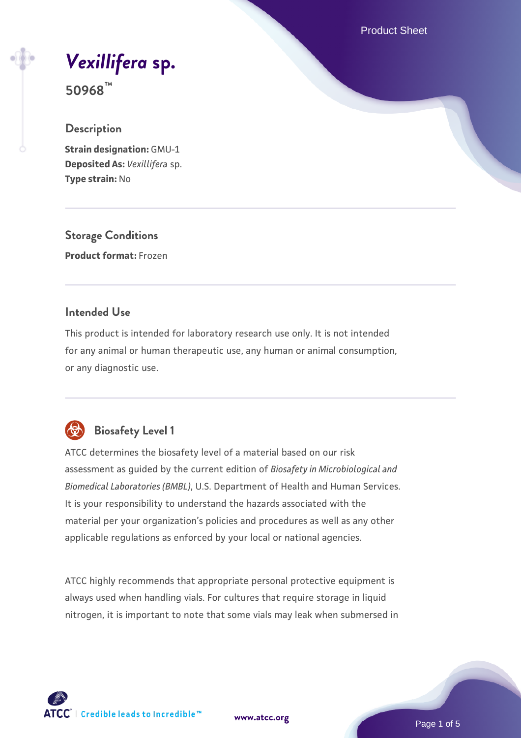# *Vexillifera* sp.

**50968™**

## Description

**Strain designation:** GMU-1
**Deposited As:** *Vexillifera* sp.
**Type strain:** No

## Storage Conditions

**Product format:** Frozen

## Intended Use

This product is intended for laboratory research use only. It is not intended for any animal or human therapeutic use, any human or animal consumption, or any diagnostic use.

## Biosafety Level 1

ATCC determines the biosafety level of a material based on our risk assessment as guided by the current edition of *Biosafety in Microbiological and Biomedical Laboratories (BMBL)*, U.S. Department of Health and Human Services. It is your responsibility to understand the hazards associated with the material per your organization's policies and procedures as well as any other applicable regulations as enforced by your local or national agencies.

ATCC highly recommends that appropriate personal protective equipment is always used when handling vials. For cultures that require storage in liquid nitrogen, it is important to note that some vials may leak when submersed in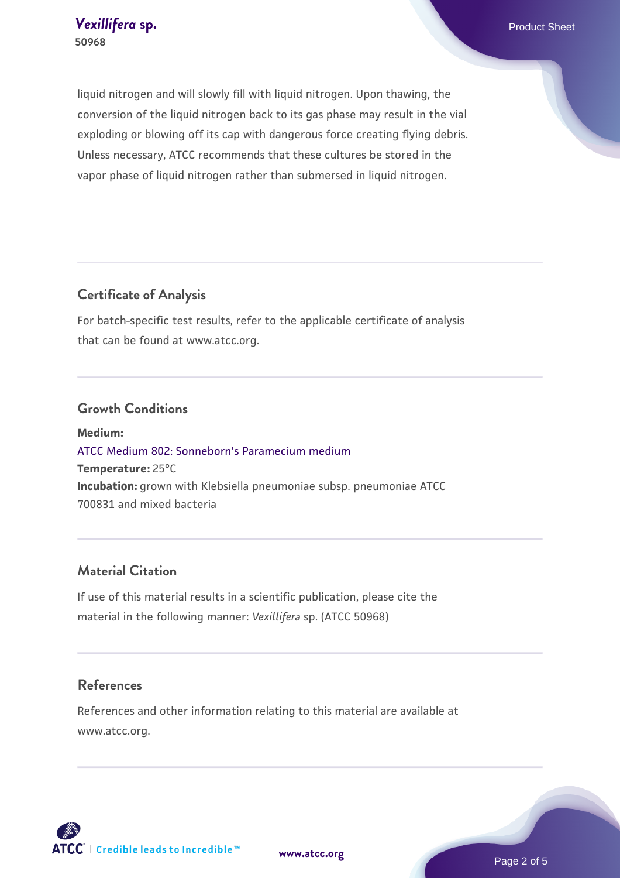liquid nitrogen and will slowly fill with liquid nitrogen. Upon thawing, the conversion of the liquid nitrogen back to its gas phase may result in the vial exploding or blowing off its cap with dangerous force creating flying debris. Unless necessary, ATCC recommends that these cultures be stored in the vapor phase of liquid nitrogen rather than submersed in liquid nitrogen.

## Certificate of Analysis

For batch-specific test results, refer to the applicable certificate of analysis that can be found at www.atcc.org.

## Growth Conditions

**Medium:**
ATCC Medium 802: Sonneborn's Paramecium medium
**Temperature:** 25°C
**Incubation:** grown with Klebsiella pneumoniae subsp. pneumoniae ATCC 700831 and mixed bacteria

## Material Citation

If use of this material results in a scientific publication, please cite the material in the following manner: *Vexillifera* sp. (ATCC 50968)

## References

References and other information relating to this material are available at www.atcc.org.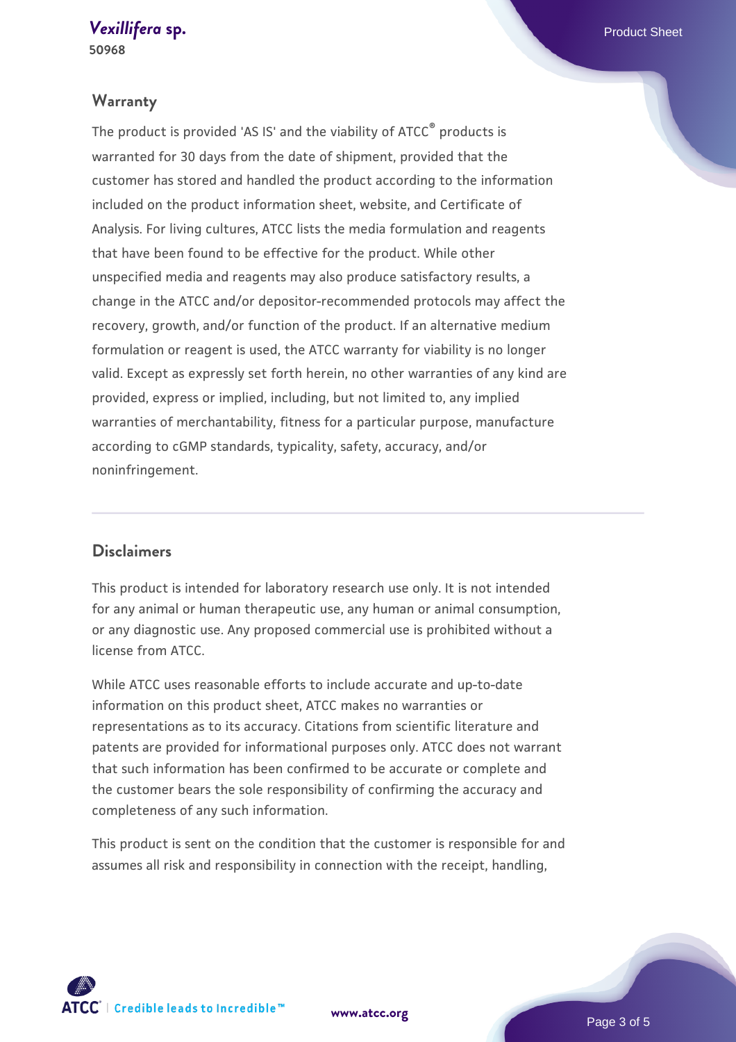## Warranty

The product is provided 'AS IS' and the viability of ATCC® products is warranted for 30 days from the date of shipment, provided that the customer has stored and handled the product according to the information included on the product information sheet, website, and Certificate of Analysis. For living cultures, ATCC lists the media formulation and reagents that have been found to be effective for the product. While other unspecified media and reagents may also produce satisfactory results, a change in the ATCC and/or depositor-recommended protocols may affect the recovery, growth, and/or function of the product. If an alternative medium formulation or reagent is used, the ATCC warranty for viability is no longer valid. Except as expressly set forth herein, no other warranties of any kind are provided, express or implied, including, but not limited to, any implied warranties of merchantability, fitness for a particular purpose, manufacture according to cGMP standards, typicality, safety, accuracy, and/or noninfringement.

## Disclaimers

This product is intended for laboratory research use only. It is not intended for any animal or human therapeutic use, any human or animal consumption, or any diagnostic use. Any proposed commercial use is prohibited without a license from ATCC.

While ATCC uses reasonable efforts to include accurate and up-to-date information on this product sheet, ATCC makes no warranties or representations as to its accuracy. Citations from scientific literature and patents are provided for informational purposes only. ATCC does not warrant that such information has been confirmed to be accurate or complete and the customer bears the sole responsibility of confirming the accuracy and completeness of any such information.

This product is sent on the condition that the customer is responsible for and assumes all risk and responsibility in connection with the receipt, handling,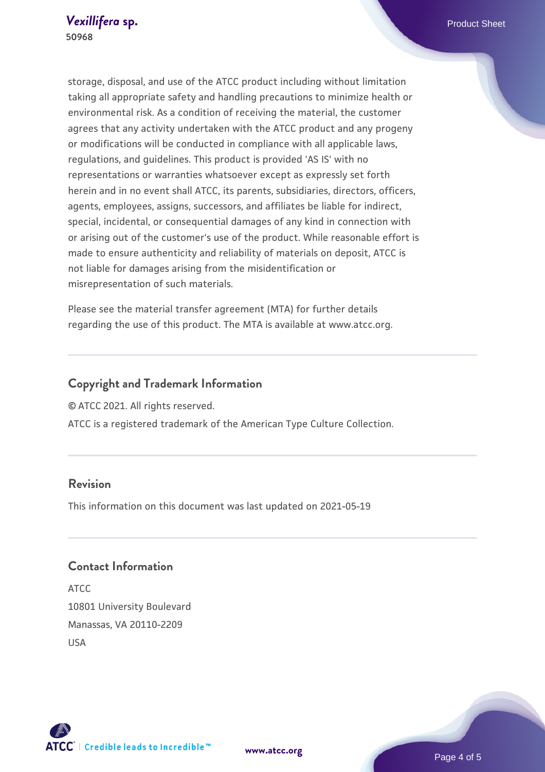storage, disposal, and use of the ATCC product including without limitation taking all appropriate safety and handling precautions to minimize health or environmental risk. As a condition of receiving the material, the customer agrees that any activity undertaken with the ATCC product and any progeny or modifications will be conducted in compliance with all applicable laws, regulations, and guidelines. This product is provided 'AS IS' with no representations or warranties whatsoever except as expressly set forth herein and in no event shall ATCC, its parents, subsidiaries, directors, officers, agents, employees, assigns, successors, and affiliates be liable for indirect, special, incidental, or consequential damages of any kind in connection with or arising out of the customer's use of the product. While reasonable effort is made to ensure authenticity and reliability of materials on deposit, ATCC is not liable for damages arising from the misidentification or misrepresentation of such materials.

Please see the material transfer agreement (MTA) for further details regarding the use of this product. The MTA is available at www.atcc.org.

## Copyright and Trademark Information

© ATCC 2021. All rights reserved.

ATCC is a registered trademark of the American Type Culture Collection.

## Revision

This information on this document was last updated on 2021-05-19

## Contact Information

ATCC
10801 University Boulevard
Manassas, VA 20110-2209
USA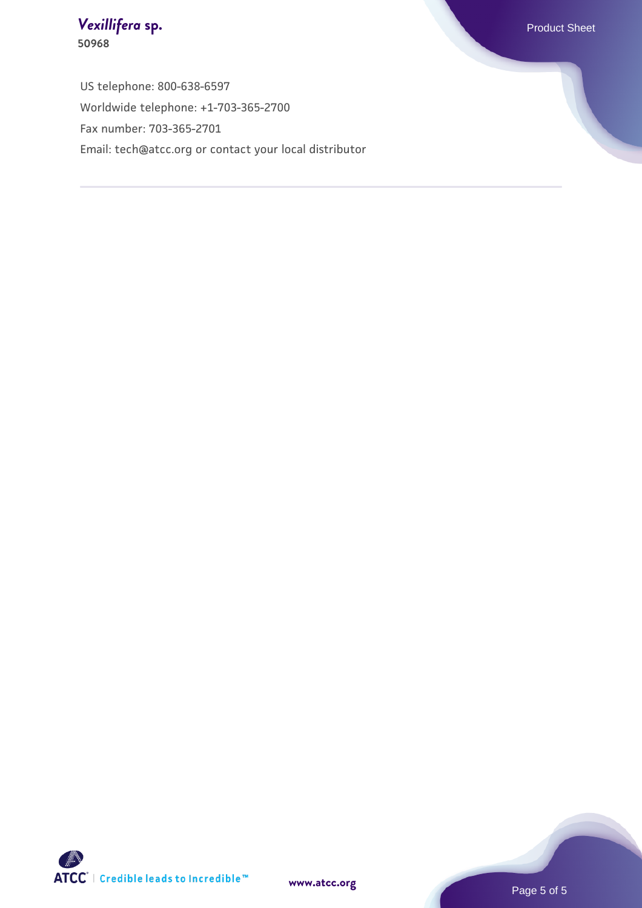US telephone: 800-638-6597

Worldwide telephone: +1-703-365-2700

Fax number: 703-365-2701

Email: tech@atcc.org or contact your local distributor